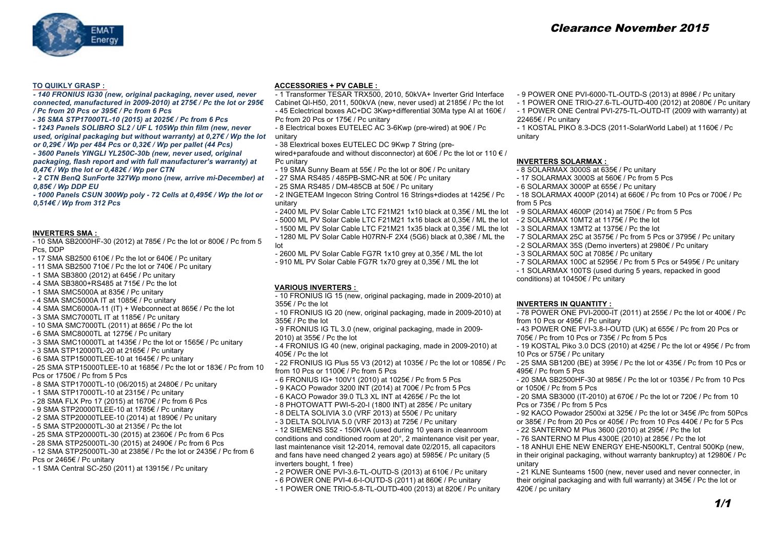# Clearance November 2015

**TO QUIKLY GRASP :**

***- 140 FRONIUS IG30 (new, original packaging, never used, never connected, manufactured in 2009-2010) at 275€ / Pc the lot or 295€ / Pc from 20 Pcs or 395€ / Pc from 6 Pcs***

***- 36 SMA STP17000TL-10 (2015) at 2025€ / Pc from 6 Pcs***

***- 1243 Panels SOLIBRO SL2 / UF L 105Wp thin film (new, never used, original packaging but without warranty) at 0,27€ / Wp the lot or 0,29€ / Wp per 484 Pcs or 0,32€ / Wp per pallet (44 Pcs)***

***- 3600 Panels YINGLI YL250C-30b (new, never used, original packaging, flash report and with full manufacturer's warranty) at 0,47€ / Wp the lot or 0,482€ / Wp per CTN***

***- 2 CTN BenQ SunForte 327Wp mono (new, arrive mi-December) at 0,85€ / Wp DDP EU***

***- 1000 Panels CSUN 300Wp poly - 72 Cells at 0,495€ / Wp the lot or 0,514€ / Wp from 312 Pcs***

**INVERTERS SMA :**

- 10 SMA SB2000HF-30 (2012) at 785€ / Pc the lot or 800€ / Pc from 5 Pcs, DDP
- 17 SMA SB2500 610€ / Pc the lot or 640€ / Pc unitary
- 11 SMA SB2500 710€ / Pc the lot or 740€ / Pc unitary
- 1 SMA SB3800 (2012) at 645€ / Pc unitary
- 4 SMA SB3800+RS485 at 715€ / Pc the lot
- 1 SMA SMC5000A at 835€ / Pc unitary
- 4 SMA SMC5000A IT at 1085€ / Pc unitary
- 4 SMA SMC6000A-11 (IT) + Webconnect at 865€ / Pc the lot
- 3 SMA SMC7000TL IT at 1185€ / Pc unitary
- 10 SMA SMC7000TL (2011) at 865€ / Pc the lot
- 6 SMA SMC8000TL at 1275€ / Pc unitary
- 3 SMA SMC10000TL at 1435€ / Pc the lot or 1565€ / Pc unitary
- 3 SMA STP12000TL-20 at 2165€ / Pc unitary
- 6 SMA STP15000TLEE-10 at 1645€ / Pc unitary
- 25 SMA STP15000TLEE-10 at 1685€ / Pc the lot or 183€ / Pc from 10 Pcs or 1750€ / Pc from 5 Pcs
- 8 SMA STP17000TL-10 (06/2015) at 2480€ / Pc unitary
- 1 SMA STP17000TL-10 at 2315€ / Pc unitary
- 28 SMA FLX Pro 17 (2015) at 1670€ / Pc from 6 Pcs
- 9 SMA STP20000TLEE-10 at 1785€ / Pc unitary
- 2 SMA STP20000TLEE-10 (2014) at 1890€ / Pc unitary
- 5 SMA STP20000TL-30 at 2135€ / Pc the lot
- 25 SMA STP20000TL-30 (2015) at 2360€ / Pc from 6 Pcs
- 28 SMA STP25000TL-30 (2015) at 2490€ / Pc from 6 Pcs
- 12 SMA STP25000TL-30 at 2385€ / Pc the lot or 2435€ / Pc from 6 Pcs or 2465€ / Pc unitary
- 1 SMA Central SC-250 (2011) at 13915€ / Pc unitary

**ACCESSORIES + PV CABLE :**

- 1 Transformer TESAR TRX500, 2010, 50kVA+ Inverter Grid Interface Cabinet QI-H50, 2011, 500kVA (new, never used) at 2185€ / Pc the lot
- 45 Eclectrical boxes AC+DC 3Kwp+differential 30Ma type AI at 160€ / Pc from 20 Pcs or 175€ / Pc unitary
- 8 Electrical boxes EUTELEC AC 3-6Kwp (pre-wired) at 90€ / Pc unitary
- 38 Elextrical boxes EUTELEC DC 9Kwp 7 String (pre-wired+parafoude and without disconnector) at 60€ / Pc the lot or 110 € / Pc unitary
- 19 SMA Sunny Beam at 55€ / Pc the lot or 80€ / Pc unitary
- 27 SMA RS485 / 485PB-SMC-NR at 50€ / Pc unitary
- 25 SMA RS485 / DM-485CB at 50€ / Pc unitary
- 2 INGETEAM Ingecon String Control 16 Strings+diodes at 1425€ / Pc unitary
- 2400 ML PV Solar Cable LTC F21M21 1x10 black at 0,35€ / ML the lot
- 5000 ML PV Solar Cable LTC F21M21 1x16 black at 0,35€ / ML the lot
- 1500 ML PV Solar Cable LTC F21M21 1x35 black at 0,35€ / ML the lot
- 1280 ML PV Solar Cable H07RN-F 2X4 (5G6) black at 0,38€ / ML the lot
- 2600 ML PV Solar Cable FG7R 1x10 grey at 0,35€ / ML the lot
- 910 ML PV Solar Cable FG7R 1x70 grey at 0,35€ / ML the lot

**VARIOUS INVERTERS :**

- 10 FRONIUS IG 15 (new, original packaging, made in 2009-2010) at 355€ / Pc the lot
- 10 FRONIUS IG 20 (new, original packaging, made in 2009-2010) at 355€ / Pc the lot
- 9 FRONIUS IG TL 3.0 (new, original packaging, made in 2009-2010) at 355€ / Pc the lot
- 4 FRONIUS IG 40 (new, original packaging, made in 2009-2010) at 405€ / Pc the lot
- 22 FRONIUS IG Plus 55 V3 (2012) at 1035€ / Pc the lot or 1085€ / Pc from 10 Pcs or 1100€ / Pc from 5 Pcs
- 6 FRONIUS IG+ 100V1 (2010) at 1025€ / Pc from 5 Pcs
- 9 KACO Powador 3200 INT (2014) at 700€ / Pc from 5 Pcs
- 6 KACO Powador 39.0 TL3 XL INT at 4265€ / Pc the lot
- 8 PHOTOWATT PWI-5-20-I (1800 INT) at 285€ / Pc unitary
- 8 DELTA SOLIVIA 3.0 (VRF 2013) at 550€ / Pc unitary
- 3 DELTA SOLIVIA 5.0 (VRF 2013) at 725€ / Pc unitary
- 12 SIEMENS S52 - 150KVA (used during 10 years in cleanroom conditions and conditioned room at 20°, 2 maintenance visit per year, last maintenance visit 12-2014, removal date 02/2015, all capacitors and fans have need changed 2 years ago) at 5985€ / Pc unitary (5 inverters bought, 1 free)
- 2 POWER ONE PVI-3.6-TL-OUTD-S (2013) at 610€ / Pc unitary
- 6 POWER ONE PVI-4.6-I-OUTD-S (2011) at 860€ / Pc unitary
- 1 POWER ONE TRIO-5.8-TL-OUTD-400 (2013) at 820€ / Pc unitary
- 9 POWER ONE PVI-6000-TL-OUTD-S (2013) at 898€ / Pc unitary
- 1 POWER ONE TRIO-27.6-TL-OUTD-400 (2012) at 2080€ / Pc unitary
- 1 POWER ONE Central PVI-275-TL-OUTD-IT (2009 with warranty) at 22465€ / Pc unitary
- 1 KOSTAL PIKO 8.3-DCS (2011-SolarWorld Label) at 1160€ / Pc unitary

**INVERTERS SOLARMAX :**

- 8 SOLARMAX 3000S at 635€ / Pc unitary
- 17 SOLARMAX 3000S at 560€ / Pc from 5 Pcs
- 6 SOLARMAX 3000P at 655€ / Pc unitary
- 18 SOLARMAX 4000P (2014) at 660€ / Pc from 10 Pcs or 700€ / Pc from 5 Pcs
- 9 SOLARMAX 4600P (2014) at 750€ / Pc from 5 Pcs
- 2 SOLARMAX 10MT2 at 1175€ / Pc the lot
- 3 SOLARMAX 13MT2 at 1375€ / Pc the lot
- 7 SOLARMAX 25C at 3575€ / Pc from 5 Pcs or 3795€ / Pc unitary
- 2 SOLARMAX 35S (Demo inverters) at 2980€ / Pc unitary
- 3 SOLARMAX 50C at 7085€ / Pc unitary
- 7 SOLARMAX 100C at 5295€ / Pc from 5 Pcs or 5495€ / Pc unitary
- 1 SOLARMAX 100TS (used during 5 years, repacked in good conditions) at 10450€ / Pc unitary

**INVERTERS IN QUANTITY :**

- 78 POWER ONE PVI-2000-IT (2011) at 255€ / Pc the lot or 400€ / Pc from 10 Pcs or 495€ / Pc unitary
- 43 POWER ONE PVI-3.8-I-OUTD (UK) at 655€ / Pc from 20 Pcs or 705€ / Pc from 10 Pcs or 735€ / Pc from 5 Pcs
- 19 KOSTAL Piko 3.0 DCS (2010) at 425€ / Pc the lot or 495€ / Pc from 10 Pcs or 575€ / Pc unitary
- 25 SMA SB1200 (BE) at 395€ / Pc the lot or 435€ / Pc from 10 Pcs or 495€ / Pc from 5 Pcs
- 20 SMA SB2500HF-30 at 985€ / Pc the lot or 1035€ / Pc from 10 Pcs or 1050€ / Pc from 5 Pcs
- 20 SMA SB3000 (IT-2010) at 670€ / Pc the lot or 720€ / Pc from 10 Pcs or 735€ / Pc from 5 Pcs
- 92 KACO Powador 2500xi at 325€ / Pc the lot or 345€ /Pc from 50Pcs or 385€ / Pc from 20 Pcs or 405€ / Pc from 10 Pcs 440€ / Pc for 5 Pcs
- 22 SANTERNO M Plus 3600 (2010) at 295€ / Pc the lot
- 76 SANTERNO M Plus 4300E (2010) at 285€ / Pc the lot
- 18 ANHUI EHE NEW ENERGY EHE-N500KLT, Central 500Kp (new, in their original packaging, without warranty bankruptcy) at 12980€ / Pc unitary
- 21 KLNE Sunteams 1500 (new, never used and never connecter, in their original packaging and with full warranty) at 345€ / Pc the lot or 420€ / pc unitary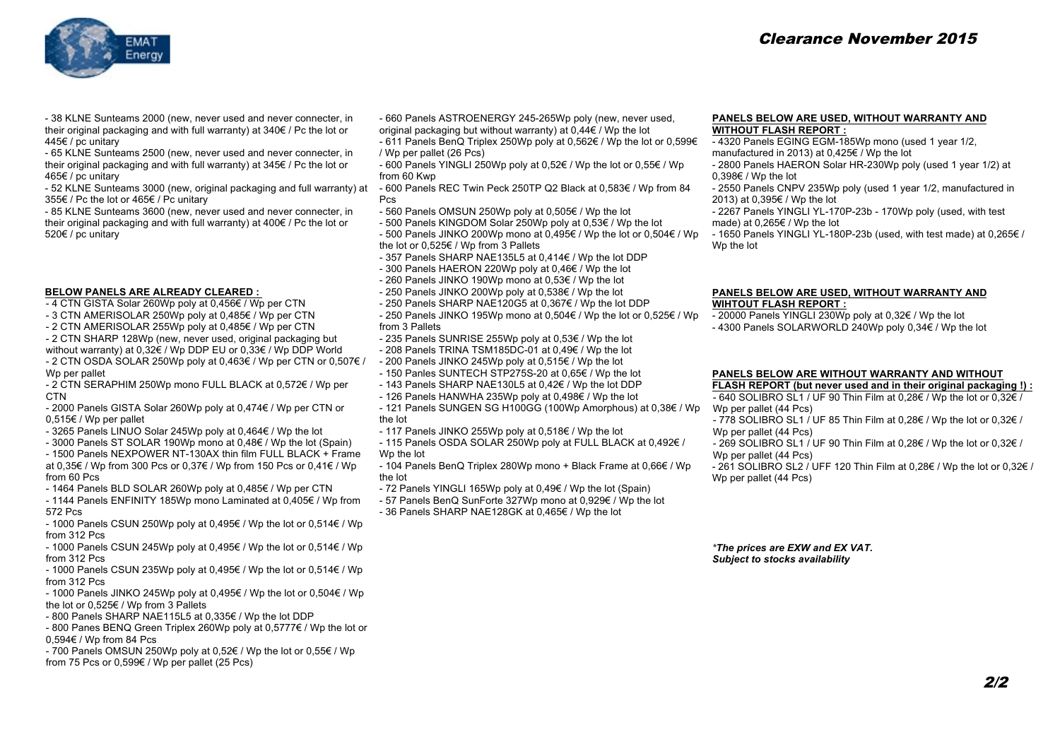# Clearance November 2015

- 38 KLNE Sunteams 2000 (new, never used and never connecter, in their original packaging and with full warranty) at 340€ / Pc the lot or 445€ / pc unitary
- 65 KLNE Sunteams 2500 (new, never used and never connecter, in their original packaging and with full warranty) at 345€ / Pc the lot or 465€ / pc unitary
- 52 KLNE Sunteams 3000 (new, original packaging and full warranty) at 355€ / Pc the lot or 465€ / Pc unitary
- 85 KLNE Sunteams 3600 (new, never used and never connecter, in their original packaging and with full warranty) at 400€ / Pc the lot or 520€ / pc unitary

**BELOW PANELS ARE ALREADY CLEARED :**

- 4 CTN GISTA Solar 260Wp poly at 0,456€ / Wp per CTN
- 3 CTN AMERISOLAR 250Wp poly at 0,485€ / Wp per CTN
- 2 CTN AMERISOLAR 255Wp poly at 0,485€ / Wp per CTN
- 2 CTN SHARP 128Wp (new, never used, original packaging but without warranty) at 0,32€ / Wp DDP EU or 0,33€ / Wp DDP World
- 2 CTN OSDA SOLAR 250Wp poly at 0,463€ / Wp per CTN or 0,507€ / Wp per pallet
- 2 CTN SERAPHIM 250Wp mono FULL BLACK at 0,572€ / Wp per CTN
- 2000 Panels GISTA Solar 260Wp poly at 0,474€ / Wp per CTN or 0,515€ / Wp per pallet
- 3265 Panels LINUO Solar 245Wp poly at 0,464€ / Wp the lot
- 3000 Panels ST SOLAR 190Wp mono at 0,48€ / Wp the lot (Spain)
- 1500 Panels NEXPOWER NT-130AX thin film FULL BLACK + Frame at 0,35€ / Wp from 300 Pcs or 0,37€ / Wp from 150 Pcs or 0,41€ / Wp from 60 Pcs
- 1464 Panels BLD SOLAR 260Wp poly at 0,485€ / Wp per CTN
- 1144 Panels ENFINITY 185Wp mono Laminated at 0,405€ / Wp from 572 Pcs
- 1000 Panels CSUN 250Wp poly at 0,495€ / Wp the lot or 0,514€ / Wp from 312 Pcs
- 1000 Panels CSUN 245Wp poly at 0,495€ / Wp the lot or 0,514€ / Wp from 312 Pcs
- 1000 Panels CSUN 235Wp poly at 0,495€ / Wp the lot or 0,514€ / Wp from 312 Pcs
- 1000 Panels JINKO 245Wp poly at 0,495€ / Wp the lot or 0,504€ / Wp the lot or 0,525€ / Wp from 3 Pallets
- 800 Panels SHARP NAE115L5 at 0,335€ / Wp the lot DDP
- 800 Panes BENQ Green Triplex 260Wp poly at 0,5777€ / Wp the lot or 0,594€ / Wp from 84 Pcs
- 700 Panels OMSUN 250Wp poly at 0,52€ / Wp the lot or 0,55€ / Wp from 75 Pcs or 0,599€ / Wp per pallet (25 Pcs)
- 660 Panels ASTROENERGY 245-265Wp poly (new, never used, original packaging but without warranty) at 0,44€ / Wp the lot
- 611 Panels BenQ Triplex 250Wp poly at 0,562€ / Wp the lot or 0,599€ / Wp per pallet (26 Pcs)
- 600 Panels YINGLI 250Wp poly at 0,52€ / Wp the lot or 0,55€ / Wp from 60 Kwp
- 600 Panels REC Twin Peck 250TP Q2 Black at 0,583€ / Wp from 84 Pcs
- 560 Panels OMSUN 250Wp poly at 0,505€ / Wp the lot
- 500 Panels KINGDOM Solar 250Wp poly at 0,53€ / Wp the lot
- 500 Panels JINKO 200Wp mono at 0,495€ / Wp the lot or 0,504€ / Wp the lot or 0,525€ / Wp from 3 Pallets
- 357 Panels SHARP NAE135L5 at 0,414€ / Wp the lot DDP
- 300 Panels HAERON 220Wp poly at 0,46€ / Wp the lot
- 260 Panels JINKO 190Wp mono at 0,53€ / Wp the lot
- 250 Panels JINKO 200Wp poly at 0,538€ / Wp the lot
- 250 Panels SHARP NAE120G5 at 0,367€ / Wp the lot DDP
- 250 Panels JINKO 195Wp mono at 0,504€ / Wp the lot or 0,525€ / Wp from 3 Pallets
- 235 Panels SUNRISE 255Wp poly at 0,53€ / Wp the lot
- 208 Panels TRINA TSM185DC-01 at 0,49€ / Wp the lot
- 200 Panels JINKO 245Wp poly at 0,515€ / Wp the lot
- 150 Panles SUNTECH STP275S-20 at 0,65€ / Wp the lot
- 143 Panels SHARP NAE130L5 at 0,42€ / Wp the lot DDP
- 126 Panels HANWHA 235Wp poly at 0,498€ / Wp the lot
- 121 Panels SUNGEN SG H100GG (100Wp Amorphous) at 0,38€ / Wp the lot
- 117 Panels JINKO 255Wp poly at 0,518€ / Wp the lot
- 115 Panels OSDA SOLAR 250Wp poly at FULL BLACK at 0,492€ / Wp the lot
- 104 Panels BenQ Triplex 280Wp mono + Black Frame at 0,66€ / Wp the lot
- 72 Panels YINGLI 165Wp poly at 0,49€ / Wp the lot (Spain)
- 57 Panels BenQ SunForte 327Wp mono at 0,929€ / Wp the lot
- 36 Panels SHARP NAE128GK at 0,465€ / Wp the lot

**PANELS BELOW ARE USED, WITHOUT WARRANTY AND WITHOUT FLASH REPORT :**

- 4320 Panels EGING EGM-185Wp mono (used 1 year 1/2, manufactured in 2013) at 0,425€ / Wp the lot
- 2800 Panels HAERON Solar HR-230Wp poly (used 1 year 1/2) at 0,398€ / Wp the lot
- 2550 Panels CNPV 235Wp poly (used 1 year 1/2, manufactured in 2013) at 0,395€ / Wp the lot
- 2267 Panels YINGLI YL-170P-23b - 170Wp poly (used, with test made) at 0,265€ / Wp the lot
- 1650 Panels YINGLI YL-180P-23b (used, with test made) at 0,265€ / Wp the lot

**PANELS BELOW ARE USED, WITHOUT WARRANTY AND WIHTOUT FLASH REPORT :**

- 20000 Panels YINGLI 230Wp poly at 0,32€ / Wp the lot
- 4300 Panels SOLARWORLD 240Wp poly 0,34€ / Wp the lot

**PANELS BELOW ARE WITHOUT WARRANTY AND WITHOUT FLASH REPORT (but never used and in their original packaging !) :**

- 640 SOLIBRO SL1 / UF 90 Thin Film at 0,28€ / Wp the lot or 0,32€ / Wp per pallet (44 Pcs)
- 778 SOLIBRO SL1 / UF 85 Thin Film at 0,28€ / Wp the lot or 0,32€ / Wp per pallet (44 Pcs)
- 269 SOLIBRO SL1 / UF 90 Thin Film at 0,28€ / Wp the lot or 0,32€ / Wp per pallet (44 Pcs)
- 261 SOLIBRO SL2 / UFF 120 Thin Film at 0,28€ / Wp the lot or 0,32€ / Wp per pallet (44 Pcs)

***The prices are EXW and EX VAT.***
***Subject to stocks availability***